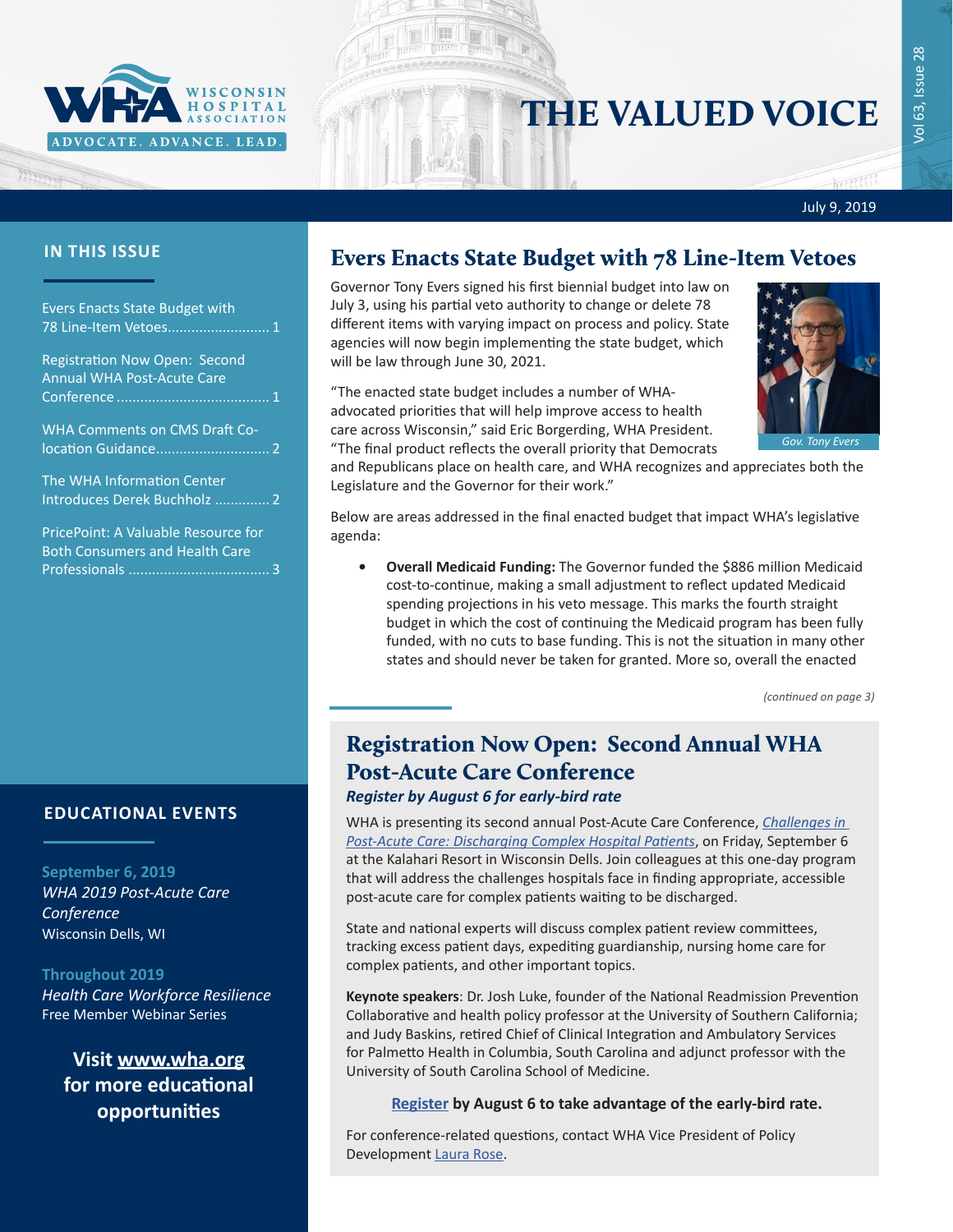# THE VALUED VOICE

July 9, 2019

## IN THIS ISSUE

- Evers Enacts State Budget with 78 Line-Item Vetoes .......................... 1
- Registration Now Open: Second Annual WHA Post-Acute Care Conference ....................................... 1
- WHA Comments on CMS Draft Co-location Guidance............................ 2
- The WHA Information Center Introduces Derek Buchholz .............. 2
- PricePoint: A Valuable Resource for Both Consumers and Health Care Professionals .................................... 3

## EDUCATIONAL EVENTS

**September 6, 2019**
*WHA 2019 Post-Acute Care Conference*
Wisconsin Dells, WI

**Throughout 2019**
*Health Care Workforce Resilience*
Free Member Webinar Series

**Visit www.wha.org for more educational opportunities**

## Evers Enacts State Budget with 78 Line-Item Vetoes

Governor Tony Evers signed his first biennial budget into law on July 3, using his partial veto authority to change or delete 78 different items with varying impact on process and policy. State agencies will now begin implementing the state budget, which will be law through June 30, 2021.

*Gov. Tony Evers*

"The enacted state budget includes a number of WHA-advocated priorities that will help improve access to health care across Wisconsin," said Eric Borgerding, WHA President. "The final product reflects the overall priority that Democrats and Republicans place on health care, and WHA recognizes and appreciates both the Legislature and the Governor for their work."

Below are areas addressed in the final enacted budget that impact WHA's legislative agenda:

- **Overall Medicaid Funding:** The Governor funded the $886 million Medicaid cost-to-continue, making a small adjustment to reflect updated Medicaid spending projections in his veto message. This marks the fourth straight budget in which the cost of continuing the Medicaid program has been fully funded, with no cuts to base funding. This is not the situation in many other states and should never be taken for granted. More so, overall the enacted

*(continued on page 3)*

## Registration Now Open: Second Annual WHA Post-Acute Care Conference

### *Register by August 6 for early-bird rate*

WHA is presenting its second annual Post-Acute Care Conference, *Challenges in Post-Acute Care: Discharging Complex Hospital Patients*, on Friday, September 6 at the Kalahari Resort in Wisconsin Dells. Join colleagues at this one-day program that will address the challenges hospitals face in finding appropriate, accessible post-acute care for complex patients waiting to be discharged.

State and national experts will discuss complex patient review committees, tracking excess patient days, expediting guardianship, nursing home care for complex patients, and other important topics.

**Keynote speakers**: Dr. Josh Luke, founder of the National Readmission Prevention Collaborative and health policy professor at the University of Southern California; and Judy Baskins, retired Chief of Clinical Integration and Ambulatory Services for Palmetto Health in Columbia, South Carolina and adjunct professor with the University of South Carolina School of Medicine.

**Register by August 6 to take advantage of the early-bird rate.**

For conference-related questions, contact WHA Vice President of Policy Development Laura Rose.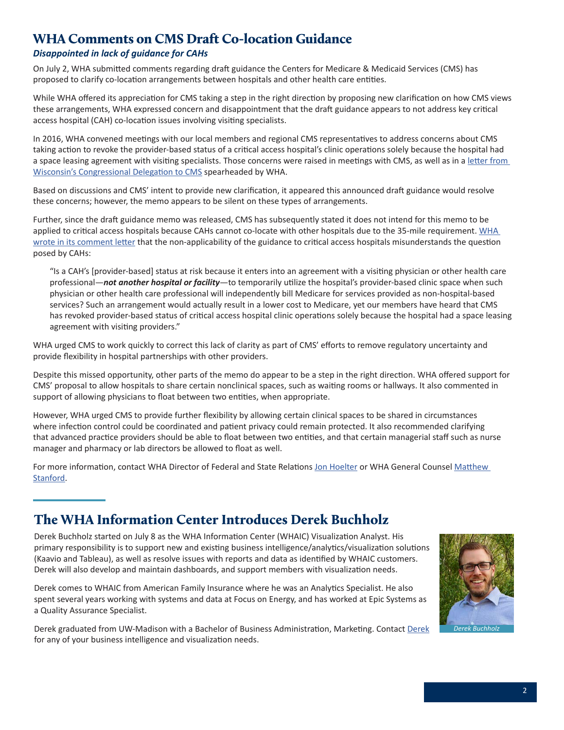# WHA Comments on CMS Draft Co-location Guidance

### *Disappointed in lack of guidance for CAHs*

On July 2, WHA submitted comments regarding draft guidance the Centers for Medicare & Medicaid Services (CMS) has proposed to clarify co-location arrangements between hospitals and other health care entities.

While WHA offered its appreciation for CMS taking a step in the right direction by proposing new clarification on how CMS views these arrangements, WHA expressed concern and disappointment that the draft guidance appears to not address key critical access hospital (CAH) co-location issues involving visiting specialists.

In 2016, WHA convened meetings with our local members and regional CMS representatives to address concerns about CMS taking action to revoke the provider-based status of a critical access hospital's clinic operations solely because the hospital had a space leasing agreement with visiting specialists. Those concerns were raised in meetings with CMS, as well as in a letter from Wisconsin's Congressional Delegation to CMS spearheaded by WHA.

Based on discussions and CMS' intent to provide new clarification, it appeared this announced draft guidance would resolve these concerns; however, the memo appears to be silent on these types of arrangements.

Further, since the draft guidance memo was released, CMS has subsequently stated it does not intend for this memo to be applied to critical access hospitals because CAHs cannot co-locate with other hospitals due to the 35-mile requirement. WHA wrote in its comment letter that the non-applicability of the guidance to critical access hospitals misunderstands the question posed by CAHs:

> "Is a CAH's [provider-based] status at risk because it enters into an agreement with a visiting physician or other health care professional—***not another hospital or facility***—to temporarily utilize the hospital's provider-based clinic space when such physician or other health care professional will independently bill Medicare for services provided as non-hospital-based services? Such an arrangement would actually result in a lower cost to Medicare, yet our members have heard that CMS has revoked provider-based status of critical access hospital clinic operations solely because the hospital had a space leasing agreement with visiting providers."

WHA urged CMS to work quickly to correct this lack of clarity as part of CMS' efforts to remove regulatory uncertainty and provide flexibility in hospital partnerships with other providers.

Despite this missed opportunity, other parts of the memo do appear to be a step in the right direction. WHA offered support for CMS' proposal to allow hospitals to share certain nonclinical spaces, such as waiting rooms or hallways. It also commented in support of allowing physicians to float between two entities, when appropriate.

However, WHA urged CMS to provide further flexibility by allowing certain clinical spaces to be shared in circumstances where infection control could be coordinated and patient privacy could remain protected. It also recommended clarifying that advanced practice providers should be able to float between two entities, and that certain managerial staff such as nurse manager and pharmacy or lab directors be allowed to float as well.

For more information, contact WHA Director of Federal and State Relations Jon Hoelter or WHA General Counsel Matthew Stanford.

# The WHA Information Center Introduces Derek Buchholz

Derek Buchholz started on July 8 as the WHA Information Center (WHAIC) Visualization Analyst. His primary responsibility is to support new and existing business intelligence/analytics/visualization solutions (Kaavio and Tableau), as well as resolve issues with reports and data as identified by WHAIC customers. Derek will also develop and maintain dashboards, and support members with visualization needs.

Derek comes to WHAIC from American Family Insurance where he was an Analytics Specialist. He also spent several years working with systems and data at Focus on Energy, and has worked at Epic Systems as a Quality Assurance Specialist.

Derek graduated from UW-Madison with a Bachelor of Business Administration, Marketing. Contact Derek for any of your business intelligence and visualization needs.

*Derek Buchholz*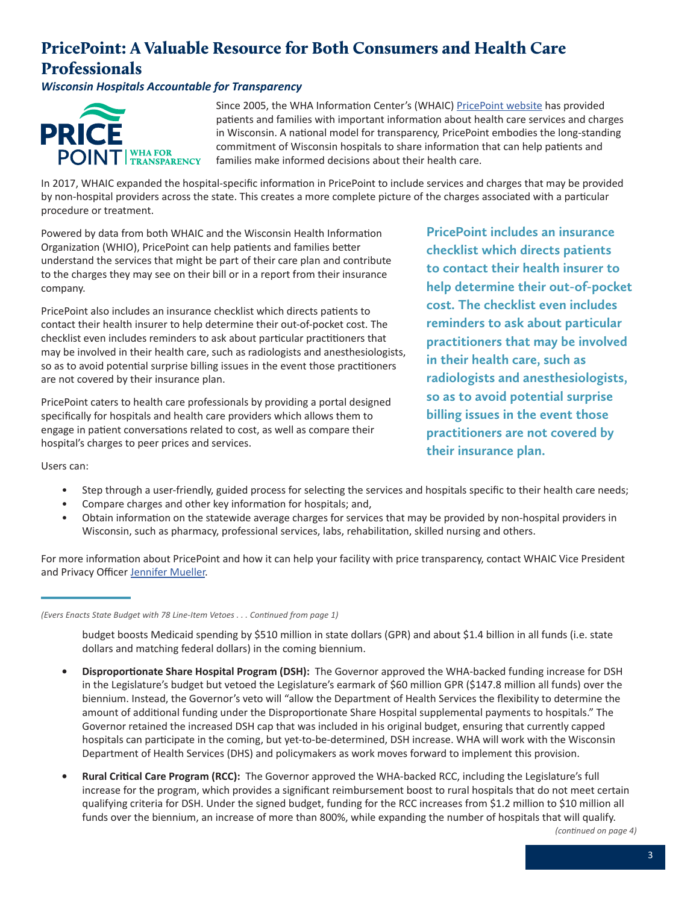# PricePoint: A Valuable Resource for Both Consumers and Health Care Professionals

***Wisconsin Hospitals Accountable for Transparency***

Since 2005, the WHA Information Center's (WHAIC) PricePoint website has provided patients and families with important information about health care services and charges in Wisconsin. A national model for transparency, PricePoint embodies the long-standing commitment of Wisconsin hospitals to share information that can help patients and families make informed decisions about their health care.

In 2017, WHAIC expanded the hospital-specific information in PricePoint to include services and charges that may be provided by non-hospital providers across the state. This creates a more complete picture of the charges associated with a particular procedure or treatment.

Powered by data from both WHAIC and the Wisconsin Health Information Organization (WHIO), PricePoint can help patients and families better understand the services that might be part of their care plan and contribute to the charges they may see on their bill or in a report from their insurance company.

PricePoint also includes an insurance checklist which directs patients to contact their health insurer to help determine their out-of-pocket cost. The checklist even includes reminders to ask about particular practitioners that may be involved in their health care, such as radiologists and anesthesiologists, so as to avoid potential surprise billing issues in the event those practitioners are not covered by their insurance plan.

PricePoint caters to health care professionals by providing a portal designed specifically for hospitals and health care providers which allows them to engage in patient conversations related to cost, as well as compare their hospital's charges to peer prices and services.

**PricePoint includes an insurance checklist which directs patients to contact their health insurer to help determine their out-of-pocket cost. The checklist even includes reminders to ask about particular practitioners that may be involved in their health care, such as radiologists and anesthesiologists, so as to avoid potential surprise billing issues in the event those practitioners are not covered by their insurance plan.**

Users can:

- Step through a user-friendly, guided process for selecting the services and hospitals specific to their health care needs;
- Compare charges and other key information for hospitals; and,
- Obtain information on the statewide average charges for services that may be provided by non-hospital providers in Wisconsin, such as pharmacy, professional services, labs, rehabilitation, skilled nursing and others.

For more information about PricePoint and how it can help your facility with price transparency, contact WHAIC Vice President and Privacy Officer Jennifer Mueller.

---

*(Evers Enacts State Budget with 78 Line-Item Vetoes . . . Continued from page 1)*

budget boosts Medicaid spending by $510 million in state dollars (GPR) and about $1.4 billion in all funds (i.e. state dollars and matching federal dollars) in the coming biennium.

- **Disproportionate Share Hospital Program (DSH):** The Governor approved the WHA-backed funding increase for DSH in the Legislature's budget but vetoed the Legislature's earmark of $60 million GPR ($147.8 million all funds) over the biennium. Instead, the Governor's veto will "allow the Department of Health Services the flexibility to determine the amount of additional funding under the Disproportionate Share Hospital supplemental payments to hospitals." The Governor retained the increased DSH cap that was included in his original budget, ensuring that currently capped hospitals can participate in the coming, but yet-to-be-determined, DSH increase. WHA will work with the Wisconsin Department of Health Services (DHS) and policymakers as work moves forward to implement this provision.
- **Rural Critical Care Program (RCC):** The Governor approved the WHA-backed RCC, including the Legislature's full increase for the program, which provides a significant reimbursement boost to rural hospitals that do not meet certain qualifying criteria for DSH. Under the signed budget, funding for the RCC increases from $1.2 million to $10 million all funds over the biennium, an increase of more than 800%, while expanding the number of hospitals that will qualify.

*(continued on page 4)*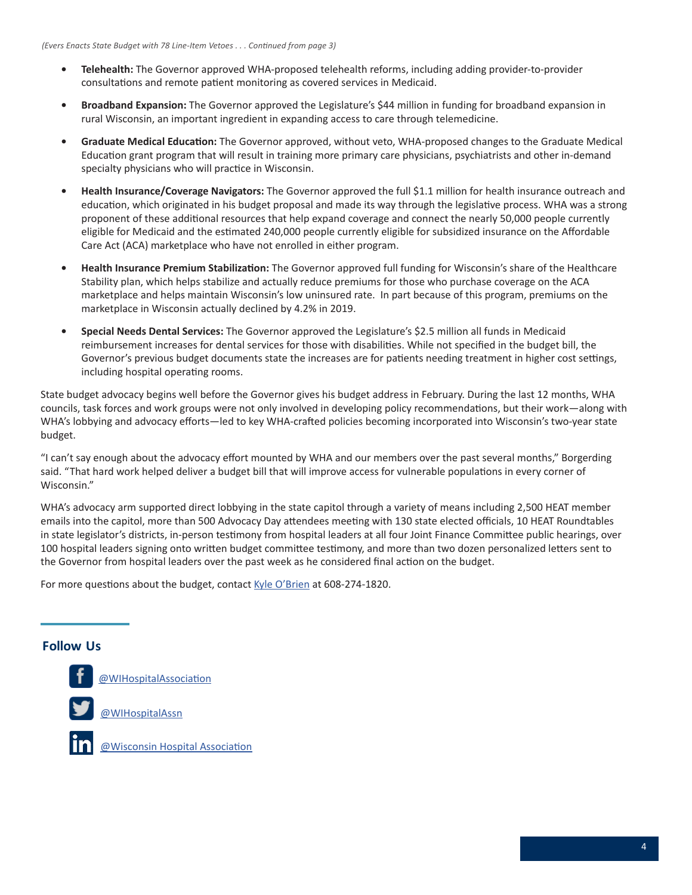*(Evers Enacts State Budget with 78 Line-Item Vetoes . . . Continued from page 3)*

- **Telehealth:** The Governor approved WHA-proposed telehealth reforms, including adding provider-to-provider consultations and remote patient monitoring as covered services in Medicaid.
- **Broadband Expansion:** The Governor approved the Legislature's $44 million in funding for broadband expansion in rural Wisconsin, an important ingredient in expanding access to care through telemedicine.
- **Graduate Medical Education:** The Governor approved, without veto, WHA-proposed changes to the Graduate Medical Education grant program that will result in training more primary care physicians, psychiatrists and other in-demand specialty physicians who will practice in Wisconsin.
- **Health Insurance/Coverage Navigators:** The Governor approved the full $1.1 million for health insurance outreach and education, which originated in his budget proposal and made its way through the legislative process. WHA was a strong proponent of these additional resources that help expand coverage and connect the nearly 50,000 people currently eligible for Medicaid and the estimated 240,000 people currently eligible for subsidized insurance on the Affordable Care Act (ACA) marketplace who have not enrolled in either program.
- **Health Insurance Premium Stabilization:** The Governor approved full funding for Wisconsin's share of the Healthcare Stability plan, which helps stabilize and actually reduce premiums for those who purchase coverage on the ACA marketplace and helps maintain Wisconsin's low uninsured rate. In part because of this program, premiums on the marketplace in Wisconsin actually declined by 4.2% in 2019.
- **Special Needs Dental Services:** The Governor approved the Legislature's $2.5 million all funds in Medicaid reimbursement increases for dental services for those with disabilities. While not specified in the budget bill, the Governor's previous budget documents state the increases are for patients needing treatment in higher cost settings, including hospital operating rooms.

State budget advocacy begins well before the Governor gives his budget address in February. During the last 12 months, WHA councils, task forces and work groups were not only involved in developing policy recommendations, but their work—along with WHA's lobbying and advocacy efforts—led to key WHA-crafted policies becoming incorporated into Wisconsin's two-year state budget.

"I can't say enough about the advocacy effort mounted by WHA and our members over the past several months," Borgerding said. "That hard work helped deliver a budget bill that will improve access for vulnerable populations in every corner of Wisconsin."

WHA's advocacy arm supported direct lobbying in the state capitol through a variety of means including 2,500 HEAT member emails into the capitol, more than 500 Advocacy Day attendees meeting with 130 state elected officials, 10 HEAT Roundtables in state legislator's districts, in-person testimony from hospital leaders at all four Joint Finance Committee public hearings, over 100 hospital leaders signing onto written budget committee testimony, and more than two dozen personalized letters sent to the Governor from hospital leaders over the past week as he considered final action on the budget.

For more questions about the budget, contact Kyle O'Brien at 608-274-1820.

## Follow Us

@WIHospitalAssociation

@WIHospitalAssn

@Wisconsin Hospital Association